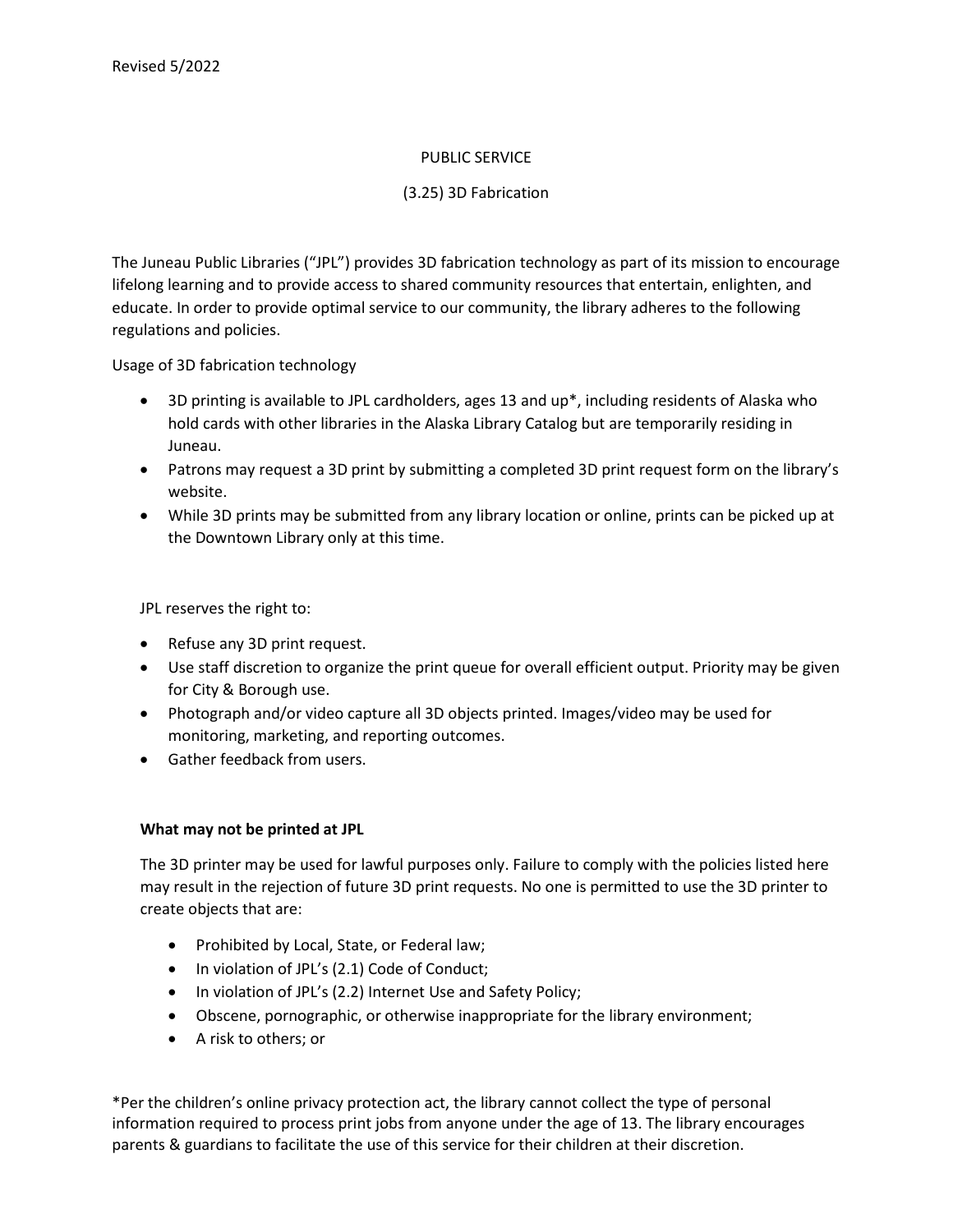Revised 5/2022

PUBLIC SERVICE

(3.25) 3D Fabrication

The Juneau Public Libraries ("JPL") provides 3D fabrication technology as part of its mission to encourage lifelong learning and to provide access to shared community resources that entertain, enlighten, and educate. In order to provide optimal service to our community, the library adheres to the following regulations and policies.

Usage of 3D fabrication technology

- 3D printing is available to JPL cardholders, ages 13 and up*, including residents of Alaska who hold cards with other libraries in the Alaska Library Catalog but are temporarily residing in Juneau.
- Patrons may request a 3D print by submitting a completed 3D print request form on the library's website.
- While 3D prints may be submitted from any library location or online, prints can be picked up at the Downtown Library only at this time.

JPL reserves the right to:

- Refuse any 3D print request.
- Use staff discretion to organize the print queue for overall efficient output. Priority may be given for City & Borough use.
- Photograph and/or video capture all 3D objects printed. Images/video may be used for monitoring, marketing, and reporting outcomes.
- Gather feedback from users.

**What may not be printed at JPL**

The 3D printer may be used for lawful purposes only. Failure to comply with the policies listed here may result in the rejection of future 3D print requests. No one is permitted to use the 3D printer to create objects that are:

- Prohibited by Local, State, or Federal law;
- In violation of JPL's (2.1) Code of Conduct;
- In violation of JPL's (2.2) Internet Use and Safety Policy;
- Obscene, pornographic, or otherwise inappropriate for the library environment;
- A risk to others; or

*Per the children's online privacy protection act, the library cannot collect the type of personal information required to process print jobs from anyone under the age of 13. The library encourages parents & guardians to facilitate the use of this service for their children at their discretion.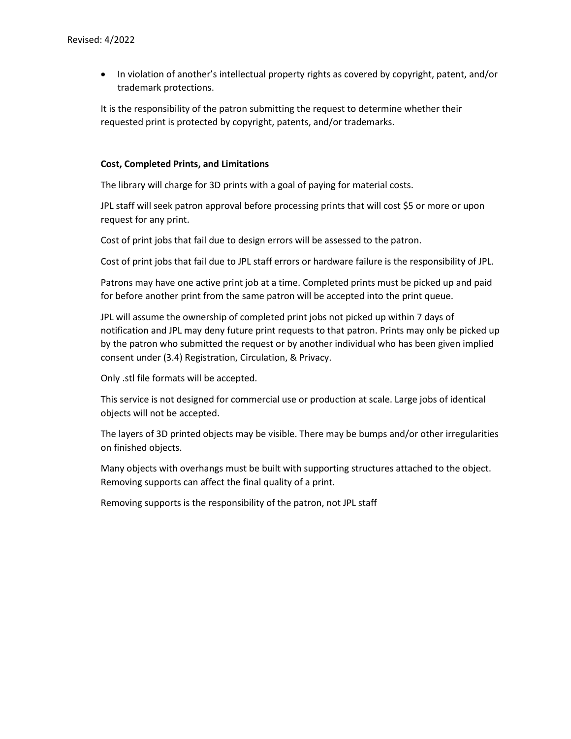- In violation of another's intellectual property rights as covered by copyright, patent, and/or trademark protections.

It is the responsibility of the patron submitting the request to determine whether their requested print is protected by copyright, patents, and/or trademarks.

**Cost, Completed Prints, and Limitations**

The library will charge for 3D prints with a goal of paying for material costs.

JPL staff will seek patron approval before processing prints that will cost $5 or more or upon request for any print.

Cost of print jobs that fail due to design errors will be assessed to the patron.

Cost of print jobs that fail due to JPL staff errors or hardware failure is the responsibility of JPL.

Patrons may have one active print job at a time. Completed prints must be picked up and paid for before another print from the same patron will be accepted into the print queue.

JPL will assume the ownership of completed print jobs not picked up within 7 days of notification and JPL may deny future print requests to that patron. Prints may only be picked up by the patron who submitted the request or by another individual who has been given implied consent under (3.4) Registration, Circulation, & Privacy.

Only .stl file formats will be accepted.

This service is not designed for commercial use or production at scale. Large jobs of identical objects will not be accepted.

The layers of 3D printed objects may be visible. There may be bumps and/or other irregularities on finished objects.

Many objects with overhangs must be built with supporting structures attached to the object. Removing supports can affect the final quality of a print.

Removing supports is the responsibility of the patron, not JPL staff